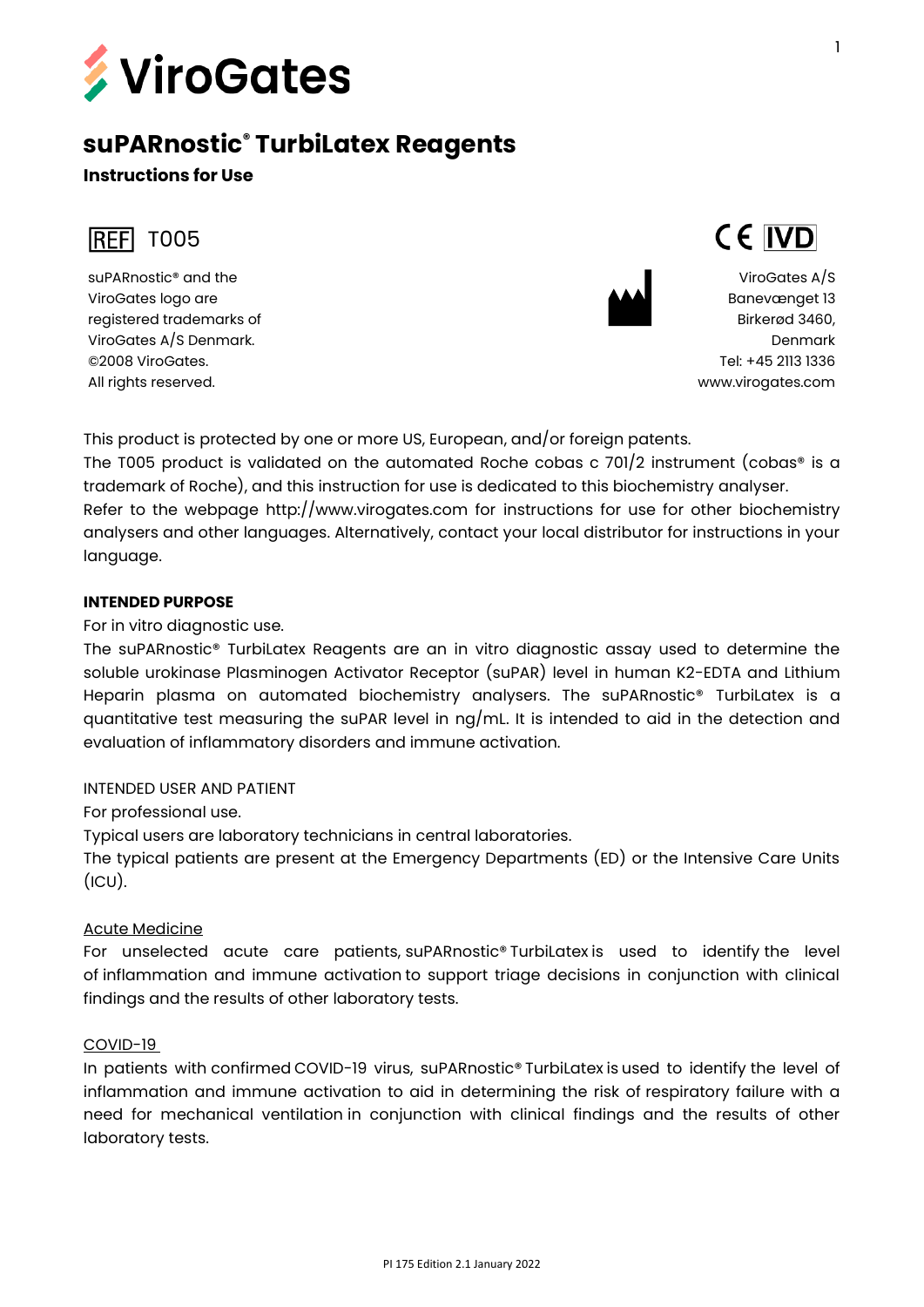# ViroGates

## suPARnostic® TurbiLatex Reagents

**Instructions for Use**

REF T005

CE IVD

suPARnostic® and the ViroGates logo are registered trademarks of ViroGates A/S Denmark.
©2008 ViroGates.
All rights reserved.

ViroGates A/S
Banevænget 13
Birkerød 3460,
Denmark
Tel: +45 2113 1336
www.virogates.com

This product is protected by one or more US, European, and/or foreign patents.
The T005 product is validated on the automated Roche cobas c 701/2 instrument (cobas® is a trademark of Roche), and this instruction for use is dedicated to this biochemistry analyser.
Refer to the webpage http://www.virogates.com for instructions for use for other biochemistry analysers and other languages. Alternatively, contact your local distributor for instructions in your language.

**INTENDED PURPOSE**

For in vitro diagnostic use.
The suPARnostic® TurbiLatex Reagents are an in vitro diagnostic assay used to determine the soluble urokinase Plasminogen Activator Receptor (suPAR) level in human K2-EDTA and Lithium Heparin plasma on automated biochemistry analysers. The suPARnostic® TurbiLatex is a quantitative test measuring the suPAR level in ng/mL. It is intended to aid in the detection and evaluation of inflammatory disorders and immune activation.

INTENDED USER AND PATIENT

For professional use.
Typical users are laboratory technicians in central laboratories.
The typical patients are present at the Emergency Departments (ED) or the Intensive Care Units (ICU).

Acute Medicine

For unselected acute care patients, suPARnostic® TurbiLatex is used to identify the level of inflammation and immune activation to support triage decisions in conjunction with clinical findings and the results of other laboratory tests.

COVID-19

In patients with confirmed COVID-19 virus, suPARnostic® TurbiLatex is used to identify the level of inflammation and immune activation to aid in determining the risk of respiratory failure with a need for mechanical ventilation in conjunction with clinical findings and the results of other laboratory tests.

PI 175 Edition 2.1 January 2022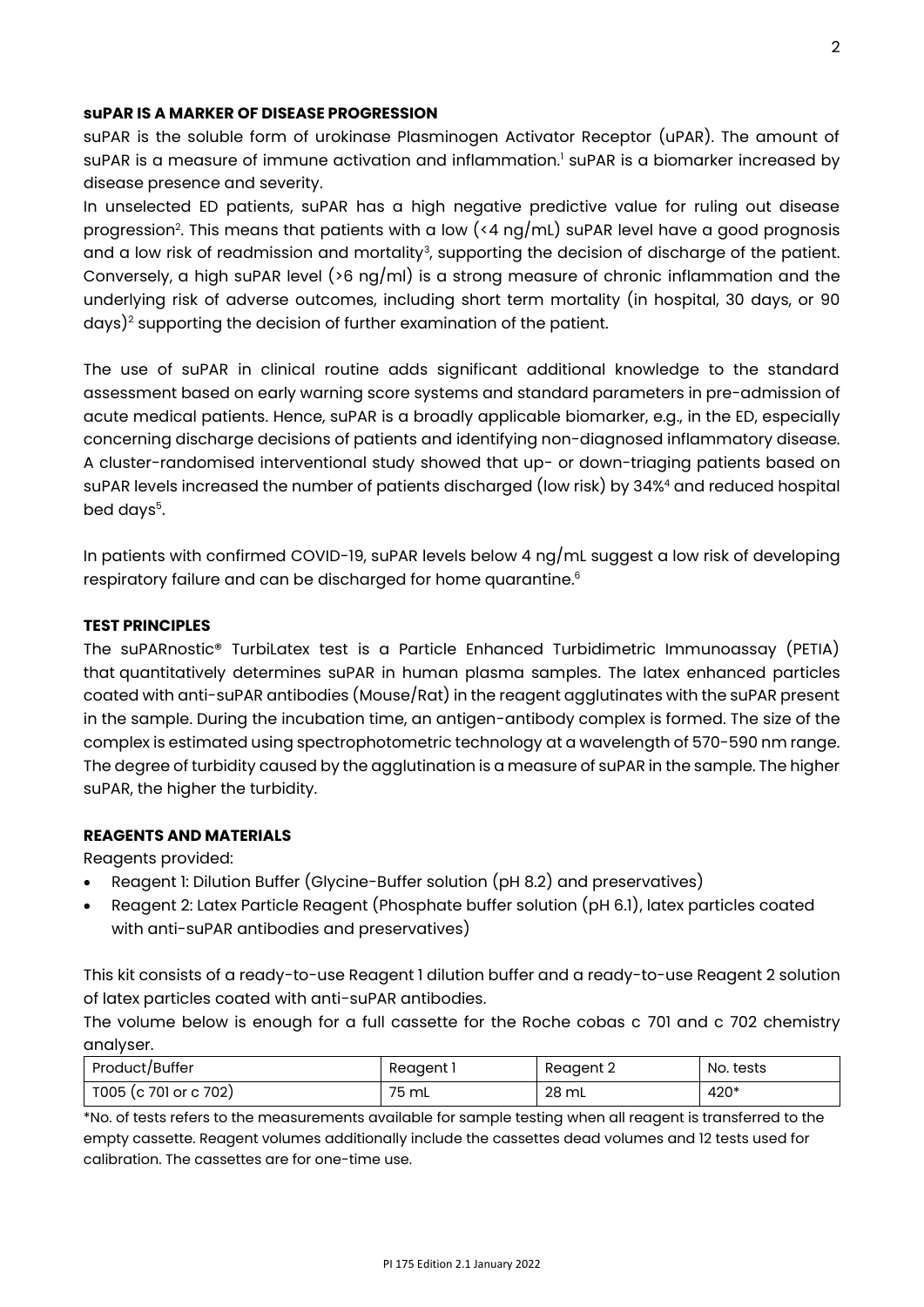### **suPAR IS A MARKER OF DISEASE PROGRESSION**

suPAR is the soluble form of urokinase Plasminogen Activator Receptor (uPAR). The amount of suPAR is a measure of immune activation and inflammation.[1] suPAR is a biomarker increased by disease presence and severity.

In unselected ED patients, suPAR has a high negative predictive value for ruling out disease progression[2]. This means that patients with a low (<4 ng/mL) suPAR level have a good prognosis and a low risk of readmission and mortality[3], supporting the decision of discharge of the patient. Conversely, a high suPAR level (>6 ng/ml) is a strong measure of chronic inflammation and the underlying risk of adverse outcomes, including short term mortality (in hospital, 30 days, or 90 days)[2] supporting the decision of further examination of the patient.

The use of suPAR in clinical routine adds significant additional knowledge to the standard assessment based on early warning score systems and standard parameters in pre-admission of acute medical patients. Hence, suPAR is a broadly applicable biomarker, e.g., in the ED, especially concerning discharge decisions of patients and identifying non-diagnosed inflammatory disease. A cluster-randomised interventional study showed that up- or down-triaging patients based on suPAR levels increased the number of patients discharged (low risk) by 34%[4] and reduced hospital bed days[5].

In patients with confirmed COVID-19, suPAR levels below 4 ng/mL suggest a low risk of developing respiratory failure and can be discharged for home quarantine.[6]

### **TEST PRINCIPLES**

The suPARnostic® TurbiLatex test is a Particle Enhanced Turbidimetric Immunoassay (PETIA) that quantitatively determines suPAR in human plasma samples. The latex enhanced particles coated with anti-suPAR antibodies (Mouse/Rat) in the reagent agglutinates with the suPAR present in the sample. During the incubation time, an antigen-antibody complex is formed. The size of the complex is estimated using spectrophotometric technology at a wavelength of 570-590 nm range. The degree of turbidity caused by the agglutination is a measure of suPAR in the sample. The higher suPAR, the higher the turbidity.

### **REAGENTS AND MATERIALS**

Reagents provided:

- Reagent 1: Dilution Buffer (Glycine-Buffer solution (pH 8.2) and preservatives)
- Reagent 2: Latex Particle Reagent (Phosphate buffer solution (pH 6.1), latex particles coated with anti-suPAR antibodies and preservatives)

This kit consists of a ready-to-use Reagent 1 dilution buffer and a ready-to-use Reagent 2 solution of latex particles coated with anti-suPAR antibodies.

The volume below is enough for a full cassette for the Roche cobas c 701 and c 702 chemistry analyser.

| Product/Buffer | Reagent 1 | Reagent 2 | No. tests |
|---|---|---|---|
| T005 (c 701 or c 702) | 75 mL | 28 mL | 420* |

*No. of tests refers to the measurements available for sample testing when all reagent is transferred to the empty cassette. Reagent volumes additionally include the cassettes dead volumes and 12 tests used for calibration. The cassettes are for one-time use.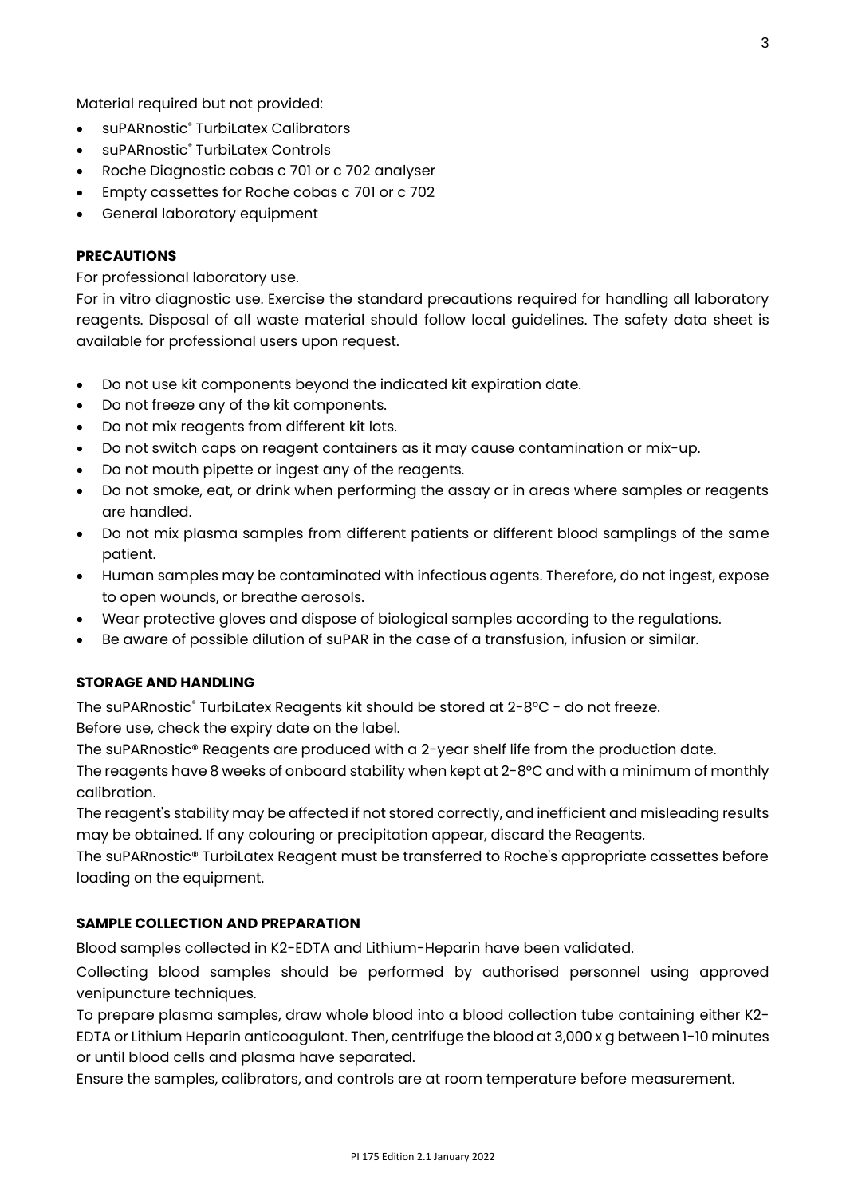Material required but not provided:

- suPARnostic® TurbiLatex Calibrators
- suPARnostic® TurbiLatex Controls
- Roche Diagnostic cobas c 701 or c 702 analyser
- Empty cassettes for Roche cobas c 701 or c 702
- General laboratory equipment

**PRECAUTIONS**

For professional laboratory use.

For in vitro diagnostic use. Exercise the standard precautions required for handling all laboratory reagents. Disposal of all waste material should follow local guidelines. The safety data sheet is available for professional users upon request.

- Do not use kit components beyond the indicated kit expiration date.
- Do not freeze any of the kit components.
- Do not mix reagents from different kit lots.
- Do not switch caps on reagent containers as it may cause contamination or mix-up.
- Do not mouth pipette or ingest any of the reagents.
- Do not smoke, eat, or drink when performing the assay or in areas where samples or reagents are handled.
- Do not mix plasma samples from different patients or different blood samplings of the same patient.
- Human samples may be contaminated with infectious agents. Therefore, do not ingest, expose to open wounds, or breathe aerosols.
- Wear protective gloves and dispose of biological samples according to the regulations.
- Be aware of possible dilution of suPAR in the case of a transfusion, infusion or similar.

**STORAGE AND HANDLING**

The suPARnostic® TurbiLatex Reagents kit should be stored at 2-8°C - do not freeze.

Before use, check the expiry date on the label.

The suPARnostic® Reagents are produced with a 2-year shelf life from the production date.

The reagents have 8 weeks of onboard stability when kept at 2-8°C and with a minimum of monthly calibration.

The reagent's stability may be affected if not stored correctly, and inefficient and misleading results may be obtained. If any colouring or precipitation appear, discard the Reagents.

The suPARnostic® TurbiLatex Reagent must be transferred to Roche's appropriate cassettes before loading on the equipment.

**SAMPLE COLLECTION AND PREPARATION**

Blood samples collected in K2-EDTA and Lithium-Heparin have been validated.

Collecting blood samples should be performed by authorised personnel using approved venipuncture techniques.

To prepare plasma samples, draw whole blood into a blood collection tube containing either K2-EDTA or Lithium Heparin anticoagulant. Then, centrifuge the blood at 3,000 x g between 1-10 minutes or until blood cells and plasma have separated.

Ensure the samples, calibrators, and controls are at room temperature before measurement.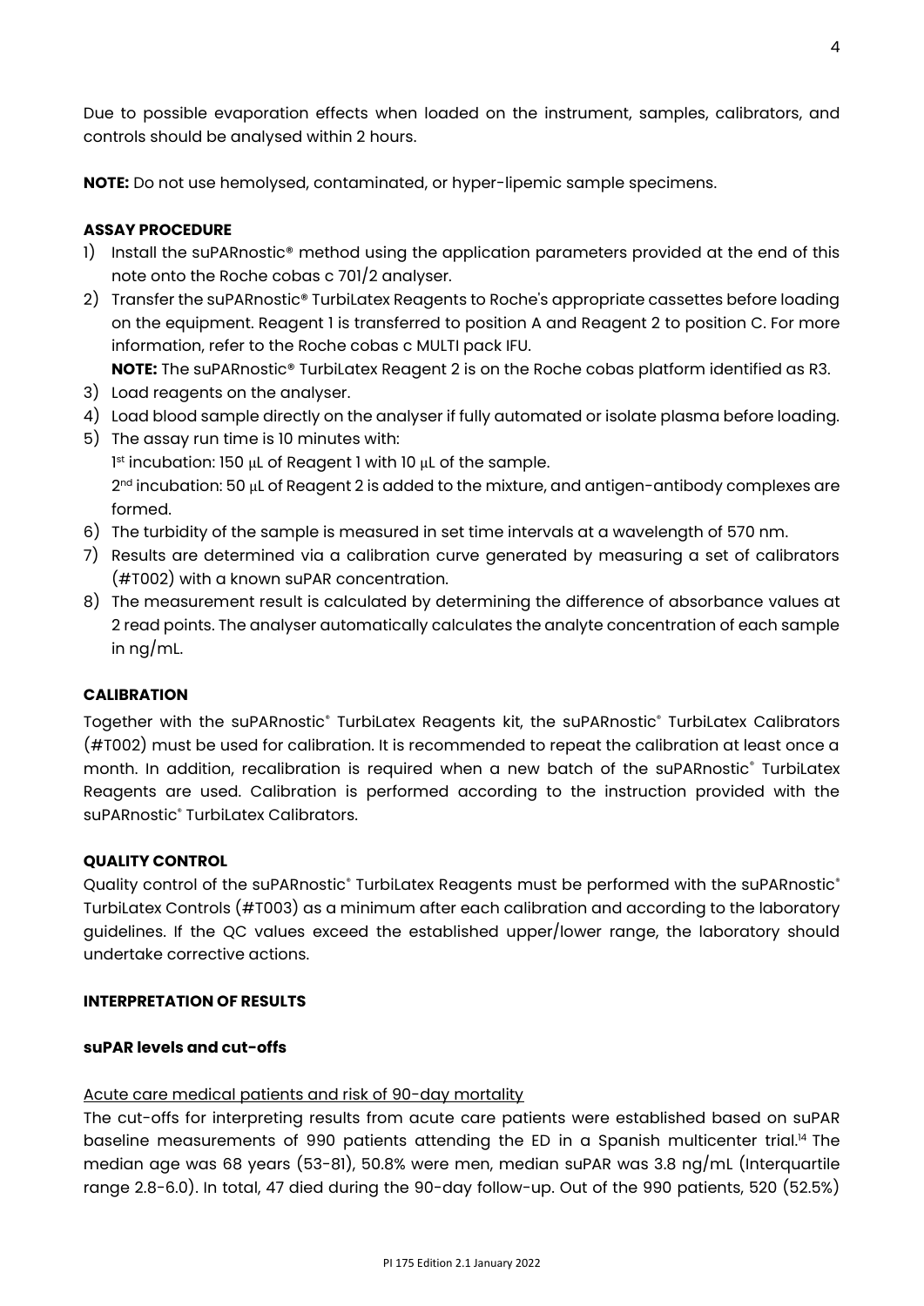Due to possible evaporation effects when loaded on the instrument, samples, calibrators, and controls should be analysed within 2 hours.

**NOTE:** Do not use hemolysed, contaminated, or hyper-lipemic sample specimens.

## ASSAY PROCEDURE

1) Install the suPARnostic® method using the application parameters provided at the end of this note onto the Roche cobas c 701/2 analyser.
2) Transfer the suPARnostic® TurbiLatex Reagents to Roche's appropriate cassettes before loading on the equipment. Reagent 1 is transferred to position A and Reagent 2 to position C. For more information, refer to the Roche cobas c MULTI pack IFU.
   **NOTE:** The suPARnostic® TurbiLatex Reagent 2 is on the Roche cobas platform identified as R3.
3) Load reagents on the analyser.
4) Load blood sample directly on the analyser if fully automated or isolate plasma before loading.
5) The assay run time is 10 minutes with:
   1st incubation: 150 µL of Reagent 1 with 10 µL of the sample.
   2nd incubation: 50 µL of Reagent 2 is added to the mixture, and antigen-antibody complexes are formed.
6) The turbidity of the sample is measured in set time intervals at a wavelength of 570 nm.
7) Results are determined via a calibration curve generated by measuring a set of calibrators (#T002) with a known suPAR concentration.
8) The measurement result is calculated by determining the difference of absorbance values at 2 read points. The analyser automatically calculates the analyte concentration of each sample in ng/mL.

## CALIBRATION

Together with the suPARnostic® TurbiLatex Reagents kit, the suPARnostic® TurbiLatex Calibrators (#T002) must be used for calibration. It is recommended to repeat the calibration at least once a month. In addition, recalibration is required when a new batch of the suPARnostic® TurbiLatex Reagents are used. Calibration is performed according to the instruction provided with the suPARnostic® TurbiLatex Calibrators.

## QUALITY CONTROL

Quality control of the suPARnostic® TurbiLatex Reagents must be performed with the suPARnostic® TurbiLatex Controls (#T003) as a minimum after each calibration and according to the laboratory guidelines. If the QC values exceed the established upper/lower range, the laboratory should undertake corrective actions.

## INTERPRETATION OF RESULTS

### suPAR levels and cut-offs

Acute care medical patients and risk of 90-day mortality

The cut-offs for interpreting results from acute care patients were established based on suPAR baseline measurements of 990 patients attending the ED in a Spanish multicenter trial.[14] The median age was 68 years (53-81), 50.8% were men, median suPAR was 3.8 ng/mL (Interquartile range 2.8-6.0). In total, 47 died during the 90-day follow-up. Out of the 990 patients, 520 (52.5%)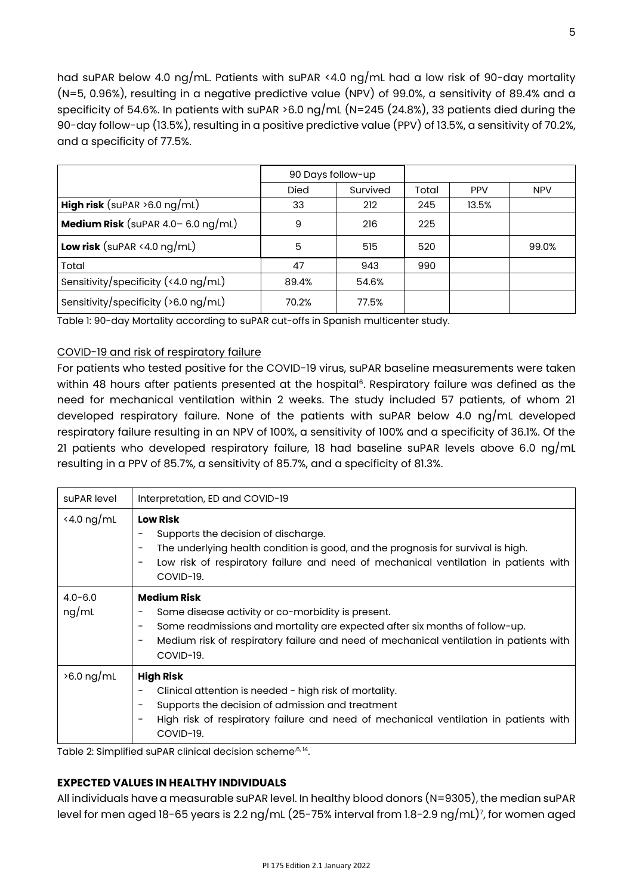had suPAR below 4.0 ng/mL. Patients with suPAR <4.0 ng/mL had a low risk of 90-day mortality (N=5, 0.96%), resulting in a negative predictive value (NPV) of 99.0%, a sensitivity of 89.4% and a specificity of 54.6%. In patients with suPAR >6.0 ng/mL (N=245 (24.8%), 33 patients died during the 90-day follow-up (13.5%), resulting in a positive predictive value (PPV) of 13.5%, a sensitivity of 70.2%, and a specificity of 77.5%.

| | 90 Days follow-up | | | | |
|---|---|---|---|---|---|
| | Died | Survived | Total | PPV | NPV |
| **High risk** (suPAR >6.0 ng/mL) | 33 | 212 | 245 | 13.5% | |
| **Medium Risk** (suPAR 4.0– 6.0 ng/mL) | 9 | 216 | 225 | | |
| **Low risk** (suPAR <4.0 ng/mL) | 5 | 515 | 520 | | 99.0% |
| Total | 47 | 943 | 990 | | |
| Sensitivity/specificity (<4.0 ng/mL) | 89.4% | 54.6% | | | |
| Sensitivity/specificity (>6.0 ng/mL) | 70.2% | 77.5% | | | |

Table 1: 90-day Mortality according to suPAR cut-offs in Spanish multicenter study.

<u>COVID-19 and risk of respiratory failure</u>

For patients who tested positive for the COVID-19 virus, suPAR baseline measurements were taken within 48 hours after patients presented at the hospital[6]. Respiratory failure was defined as the need for mechanical ventilation within 2 weeks. The study included 57 patients, of whom 21 developed respiratory failure. None of the patients with suPAR below 4.0 ng/mL developed respiratory failure resulting in an NPV of 100%, a sensitivity of 100% and a specificity of 36.1%. Of the 21 patients who developed respiratory failure, 18 had baseline suPAR levels above 6.0 ng/mL resulting in a PPV of 85.7%, a sensitivity of 85.7%, and a specificity of 81.3%.

| suPAR level | Interpretation, ED and COVID-19 |
|---|---|
| <4.0 ng/mL | **Low Risk**<br>- Supports the decision of discharge.<br>- The underlying health condition is good, and the prognosis for survival is high.<br>- Low risk of respiratory failure and need of mechanical ventilation in patients with COVID-19. |
| 4.0-6.0 ng/mL | **Medium Risk**<br>- Some disease activity or co-morbidity is present.<br>- Some readmissions and mortality are expected after six months of follow-up.<br>- Medium risk of respiratory failure and need of mechanical ventilation in patients with COVID-19. |
| >6.0 ng/mL | **High Risk**<br>- Clinical attention is needed - high risk of mortality.<br>- Supports the decision of admission and treatment<br>- High risk of respiratory failure and need of mechanical ventilation in patients with COVID-19. |

Table 2: Simplified suPAR clinical decision scheme[6, 14].

**EXPECTED VALUES IN HEALTHY INDIVIDUALS**

All individuals have a measurable suPAR level. In healthy blood donors (N=9305), the median suPAR level for men aged 18-65 years is 2.2 ng/mL (25-75% interval from 1.8-2.9 ng/mL)[7], for women aged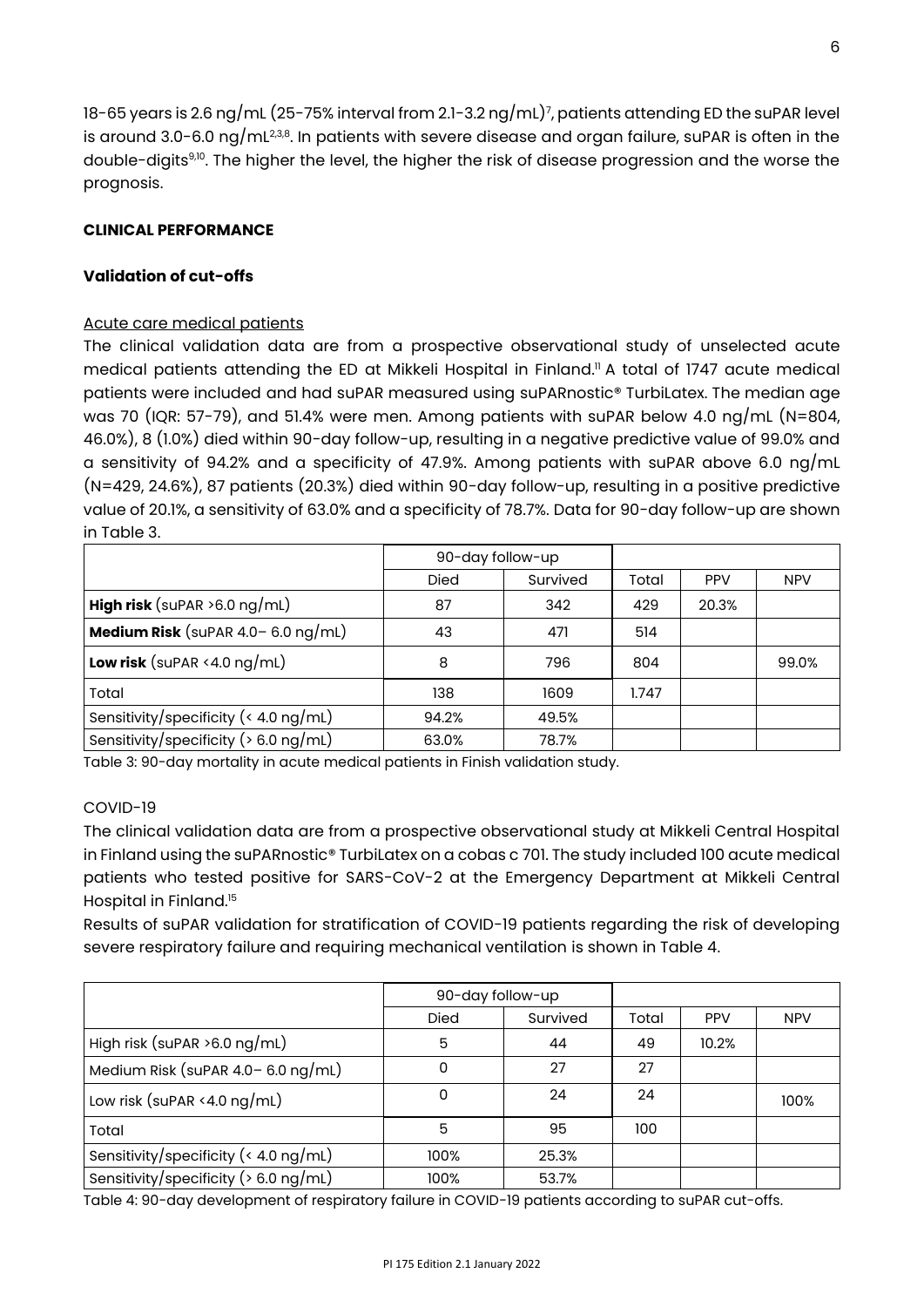18-65 years is 2.6 ng/mL (25-75% interval from 2.1-3.2 ng/mL)[7], patients attending ED the suPAR level is around 3.0-6.0 ng/mL[2,3,8]. In patients with severe disease and organ failure, suPAR is often in the double-digits[9,10]. The higher the level, the higher the risk of disease progression and the worse the prognosis.

### CLINICAL PERFORMANCE

#### Validation of cut-offs

Acute care medical patients

The clinical validation data are from a prospective observational study of unselected acute medical patients attending the ED at Mikkeli Hospital in Finland.[11] A total of 1747 acute medical patients were included and had suPAR measured using suPARnostic® TurbiLatex. The median age was 70 (IQR: 57-79), and 51.4% were men. Among patients with suPAR below 4.0 ng/mL (N=804, 46.0%), 8 (1.0%) died within 90-day follow-up, resulting in a negative predictive value of 99.0% and a sensitivity of 94.2% and a specificity of 47.9%. Among patients with suPAR above 6.0 ng/mL (N=429, 24.6%), 87 patients (20.3%) died within 90-day follow-up, resulting in a positive predictive value of 20.1%, a sensitivity of 63.0% and a specificity of 78.7%. Data for 90-day follow-up are shown in Table 3.

| | 90-day follow-up | | | | |
|---|---|---|---|---|---|
| | Died | Survived | Total | PPV | NPV |
| **High risk** (suPAR >6.0 ng/mL) | 87 | 342 | 429 | 20.3% | |
| **Medium Risk** (suPAR 4.0– 6.0 ng/mL) | 43 | 471 | 514 | | |
| **Low risk** (suPAR <4.0 ng/mL) | 8 | 796 | 804 | | 99.0% |
| Total | 138 | 1609 | 1.747 | | |
| Sensitivity/specificity (< 4.0 ng/mL) | 94.2% | 49.5% | | | |
| Sensitivity/specificity (> 6.0 ng/mL) | 63.0% | 78.7% | | | |

Table 3: 90-day mortality in acute medical patients in Finish validation study.

COVID-19

The clinical validation data are from a prospective observational study at Mikkeli Central Hospital in Finland using the suPARnostic® TurbiLatex on a cobas c 701. The study included 100 acute medical patients who tested positive for SARS-CoV-2 at the Emergency Department at Mikkeli Central Hospital in Finland.[15]

Results of suPAR validation for stratification of COVID-19 patients regarding the risk of developing severe respiratory failure and requiring mechanical ventilation is shown in Table 4.

| | 90-day follow-up | | | | |
|---|---|---|---|---|---|
| | Died | Survived | Total | PPV | NPV |
| High risk (suPAR >6.0 ng/mL) | 5 | 44 | 49 | 10.2% | |
| Medium Risk (suPAR 4.0– 6.0 ng/mL) | 0 | 27 | 27 | | |
| Low risk (suPAR <4.0 ng/mL) | 0 | 24 | 24 | | 100% |
| Total | 5 | 95 | 100 | | |
| Sensitivity/specificity (< 4.0 ng/mL) | 100% | 25.3% | | | |
| Sensitivity/specificity (> 6.0 ng/mL) | 100% | 53.7% | | | |

Table 4: 90-day development of respiratory failure in COVID-19 patients according to suPAR cut-offs.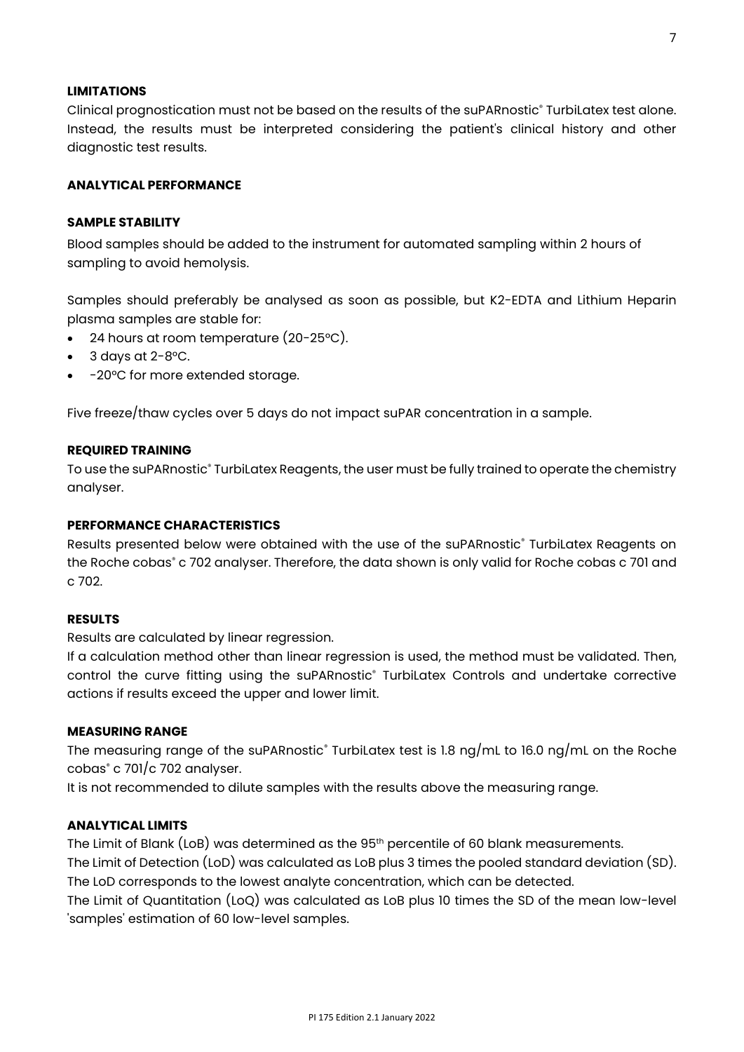**LIMITATIONS**

Clinical prognostication must not be based on the results of the suPARnostic® TurbiLatex test alone. Instead, the results must be interpreted considering the patient's clinical history and other diagnostic test results.

**ANALYTICAL PERFORMANCE**

**SAMPLE STABILITY**

Blood samples should be added to the instrument for automated sampling within 2 hours of sampling to avoid hemolysis.

Samples should preferably be analysed as soon as possible, but K2-EDTA and Lithium Heparin plasma samples are stable for:

- 24 hours at room temperature (20-25°C).
- 3 days at 2-8°C.
- -20°C for more extended storage.

Five freeze/thaw cycles over 5 days do not impact suPAR concentration in a sample.

**REQUIRED TRAINING**

To use the suPARnostic® TurbiLatex Reagents, the user must be fully trained to operate the chemistry analyser.

**PERFORMANCE CHARACTERISTICS**

Results presented below were obtained with the use of the suPARnostic® TurbiLatex Reagents on the Roche cobas® c 702 analyser. Therefore, the data shown is only valid for Roche cobas c 701 and c 702.

**RESULTS**

Results are calculated by linear regression.

If a calculation method other than linear regression is used, the method must be validated. Then, control the curve fitting using the suPARnostic® TurbiLatex Controls and undertake corrective actions if results exceed the upper and lower limit.

**MEASURING RANGE**

The measuring range of the suPARnostic® TurbiLatex test is 1.8 ng/mL to 16.0 ng/mL on the Roche cobas® c 701/c 702 analyser.

It is not recommended to dilute samples with the results above the measuring range.

**ANALYTICAL LIMITS**

The Limit of Blank (LoB) was determined as the 95th percentile of 60 blank measurements.

The Limit of Detection (LoD) was calculated as LoB plus 3 times the pooled standard deviation (SD). The LoD corresponds to the lowest analyte concentration, which can be detected.

The Limit of Quantitation (LoQ) was calculated as LoB plus 10 times the SD of the mean low-level 'samples' estimation of 60 low-level samples.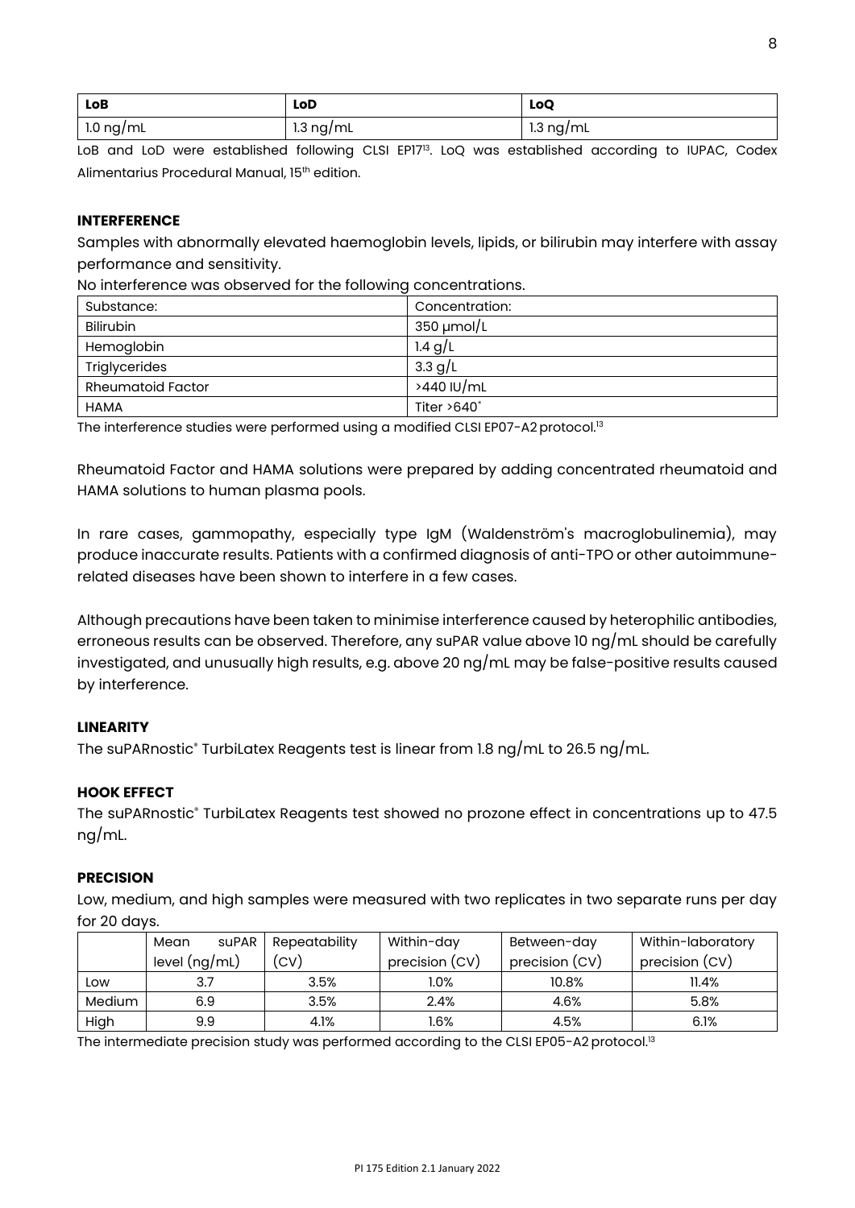| LoB | LoD | LoQ |
| --- | --- | --- |
| 1.0 ng/mL | 1.3 ng/mL | 1.3 ng/mL |

LoB and LoD were established following CLSI EP17[13]. LoQ was established according to IUPAC, Codex Alimentarius Procedural Manual, 15th edition.

**INTERFERENCE**

Samples with abnormally elevated haemoglobin levels, lipids, or bilirubin may interfere with assay performance and sensitivity.

No interference was observed for the following concentrations.

| Substance: | Concentration: |
| --- | --- |
| Bilirubin | 350 µmol/L |
| Hemoglobin | 1.4 g/L |
| Triglycerides | 3.3 g/L |
| Rheumatoid Factor | >440 IU/mL |
| HAMA | Titer >640* |

The interference studies were performed using a modified CLSI EP07-A2 protocol.[13]

Rheumatoid Factor and HAMA solutions were prepared by adding concentrated rheumatoid and HAMA solutions to human plasma pools.

In rare cases, gammopathy, especially type IgM (Waldenström's macroglobulinemia), may produce inaccurate results. Patients with a confirmed diagnosis of anti-TPO or other autoimmune-related diseases have been shown to interfere in a few cases.

Although precautions have been taken to minimise interference caused by heterophilic antibodies, erroneous results can be observed. Therefore, any suPAR value above 10 ng/mL should be carefully investigated, and unusually high results, e.g. above 20 ng/mL may be false-positive results caused by interference.

**LINEARITY**

The suPARnostic® TurbiLatex Reagents test is linear from 1.8 ng/mL to 26.5 ng/mL.

**HOOK EFFECT**

The suPARnostic® TurbiLatex Reagents test showed no prozone effect in concentrations up to 47.5 ng/mL.

**PRECISION**

Low, medium, and high samples were measured with two replicates in two separate runs per day for 20 days.

| | Mean suPAR level (ng/mL) | Repeatability (CV) | Within-day precision (CV) | Between-day precision (CV) | Within-laboratory precision (CV) |
| --- | --- | --- | --- | --- | --- |
| Low | 3.7 | 3.5% | 1.0% | 10.8% | 11.4% |
| Medium | 6.9 | 3.5% | 2.4% | 4.6% | 5.8% |
| High | 9.9 | 4.1% | 1.6% | 4.5% | 6.1% |

The intermediate precision study was performed according to the CLSI EP05-A2 protocol.[13]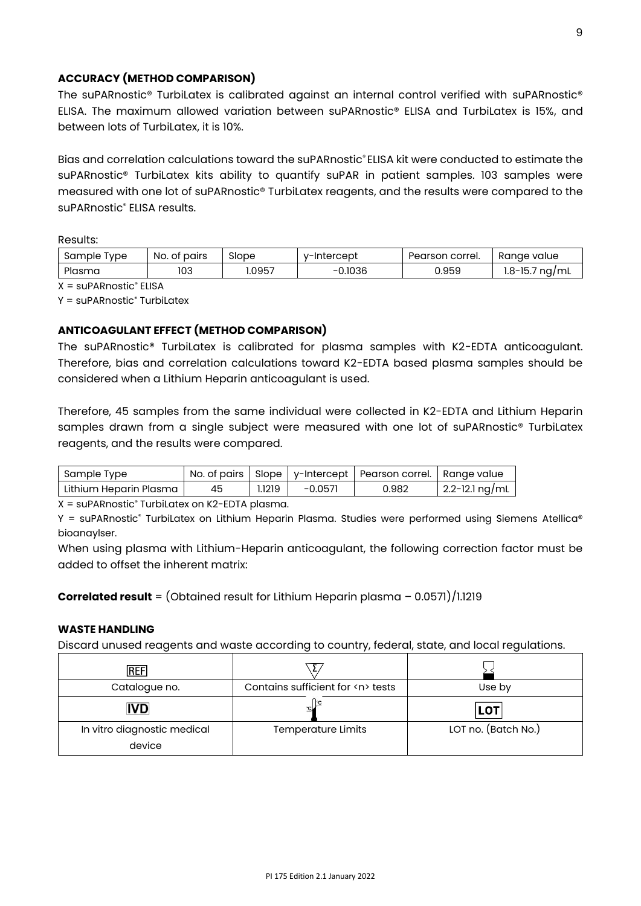## ACCURACY (METHOD COMPARISON)

The suPARnostic® TurbiLatex is calibrated against an internal control verified with suPARnostic® ELISA. The maximum allowed variation between suPARnostic® ELISA and TurbiLatex is 15%, and between lots of TurbiLatex, it is 10%.

Bias and correlation calculations toward the suPARnostic® ELISA kit were conducted to estimate the suPARnostic® TurbiLatex kits ability to quantify suPAR in patient samples. 103 samples were measured with one lot of suPARnostic® TurbiLatex reagents, and the results were compared to the suPARnostic® ELISA results.

Results:

| Sample Type | No. of pairs | Slope | y-Intercept | Pearson correl. | Range value |
|---|---|---|---|---|---|
| Plasma | 103 | 1.0957 | -0.1036 | 0.959 | 1.8-15.7 ng/mL |

X = suPARnostic® ELISA

Y = suPARnostic® TurbiLatex

## ANTICOAGULANT EFFECT (METHOD COMPARISON)

The suPARnostic® TurbiLatex is calibrated for plasma samples with K2-EDTA anticoagulant. Therefore, bias and correlation calculations toward K2-EDTA based plasma samples should be considered when a Lithium Heparin anticoagulant is used.

Therefore, 45 samples from the same individual were collected in K2-EDTA and Lithium Heparin samples drawn from a single subject were measured with one lot of suPARnostic® TurbiLatex reagents, and the results were compared.

| Sample Type | No. of pairs | Slope | y-Intercept | Pearson correl. | Range value |
|---|---|---|---|---|---|
| Lithium Heparin Plasma | 45 | 1.1219 | -0.0571 | 0.982 | 2.2-12.1 ng/mL |

X = suPARnostic® TurbiLatex on K2-EDTA plasma.

Y = suPARnostic® TurbiLatex on Lithium Heparin Plasma. Studies were performed using Siemens Atellica® bioanaylser.

When using plasma with Lithium-Heparin anticoagulant, the following correction factor must be added to offset the inherent matrix:

**Correlated result** = (Obtained result for Lithium Heparin plasma – 0.0571)/1.1219

## WASTE HANDLING

Discard unused reagents and waste according to country, federal, state, and local regulations.

| REF | Σ | ⌛ |
|---|---|---|
| Catalogue no. | Contains sufficient for <n> tests | Use by |
| IVD | 🌡 | LOT |
| In vitro diagnostic medical device | Temperature Limits | LOT no. (Batch No.) |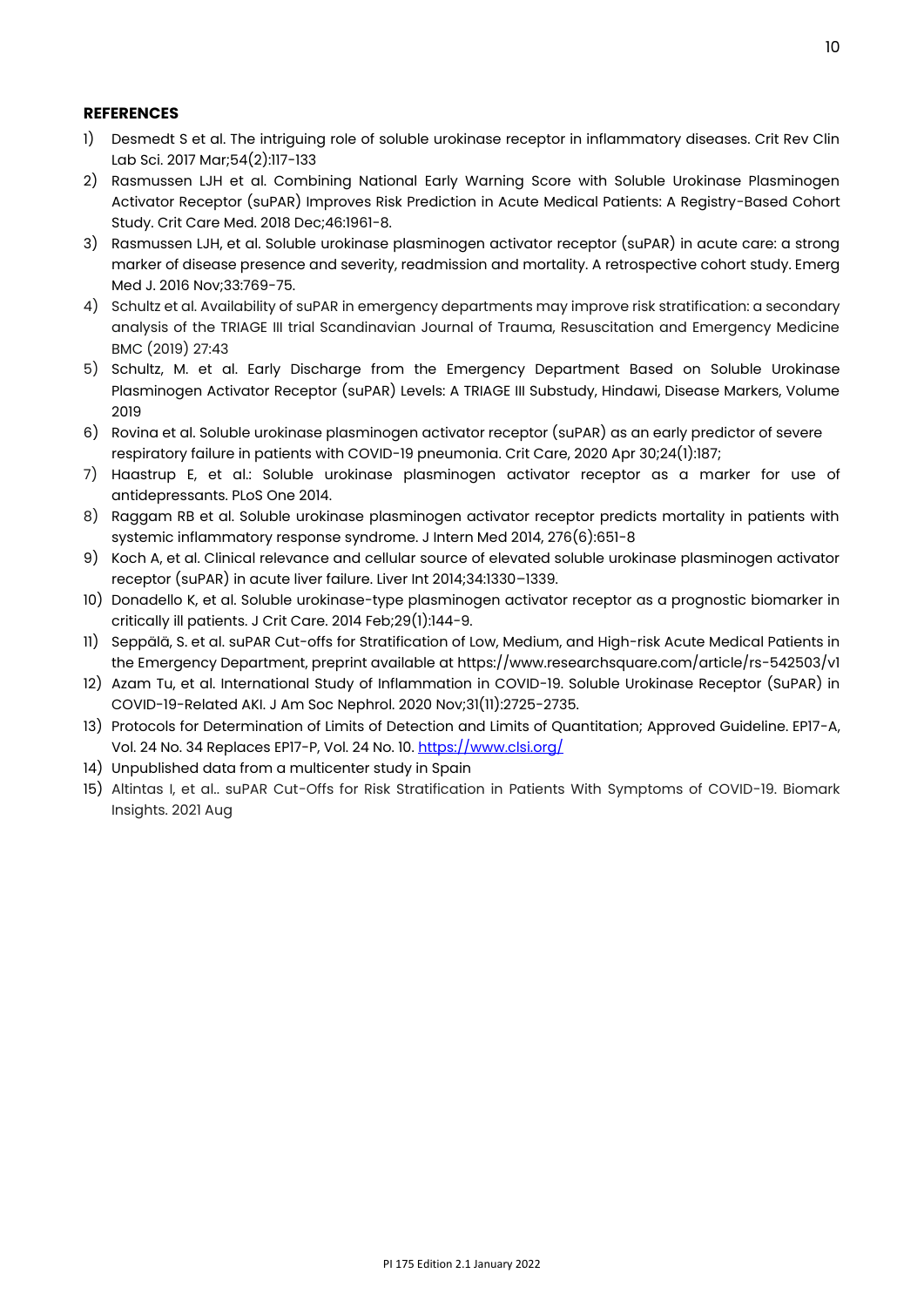**REFERENCES**

1) Desmedt S et al. The intriguing role of soluble urokinase receptor in inflammatory diseases. Crit Rev Clin Lab Sci. 2017 Mar;54(2):117-133
2) Rasmussen LJH et al. Combining National Early Warning Score with Soluble Urokinase Plasminogen Activator Receptor (suPAR) Improves Risk Prediction in Acute Medical Patients: A Registry-Based Cohort Study. Crit Care Med. 2018 Dec;46:1961-8.
3) Rasmussen LJH, et al. Soluble urokinase plasminogen activator receptor (suPAR) in acute care: a strong marker of disease presence and severity, readmission and mortality. A retrospective cohort study. Emerg Med J. 2016 Nov;33:769-75.
4) Schultz et al. Availability of suPAR in emergency departments may improve risk stratification: a secondary analysis of the TRIAGE III trial Scandinavian Journal of Trauma, Resuscitation and Emergency Medicine BMC (2019) 27:43
5) Schultz, M. et al. Early Discharge from the Emergency Department Based on Soluble Urokinase Plasminogen Activator Receptor (suPAR) Levels: A TRIAGE III Substudy, Hindawi, Disease Markers, Volume 2019
6) Rovina et al. Soluble urokinase plasminogen activator receptor (suPAR) as an early predictor of severe respiratory failure in patients with COVID-19 pneumonia. Crit Care, 2020 Apr 30;24(1):187;
7) Haastrup E, et al.: Soluble urokinase plasminogen activator receptor as a marker for use of antidepressants. PLoS One 2014.
8) Raggam RB et al. Soluble urokinase plasminogen activator receptor predicts mortality in patients with systemic inflammatory response syndrome. J Intern Med 2014, 276(6):651-8
9) Koch A, et al. Clinical relevance and cellular source of elevated soluble urokinase plasminogen activator receptor (suPAR) in acute liver failure. Liver Int 2014;34:1330–1339.
10) Donadello K, et al. Soluble urokinase-type plasminogen activator receptor as a prognostic biomarker in critically ill patients. J Crit Care. 2014 Feb;29(1):144-9.
11) Seppälä, S. et al. suPAR Cut-offs for Stratification of Low, Medium, and High-risk Acute Medical Patients in the Emergency Department, preprint available at https://www.researchsquare.com/article/rs-542503/v1
12) Azam Tu, et al. International Study of Inflammation in COVID-19. Soluble Urokinase Receptor (SuPAR) in COVID-19-Related AKI. J Am Soc Nephrol. 2020 Nov;31(11):2725-2735.
13) Protocols for Determination of Limits of Detection and Limits of Quantitation; Approved Guideline. EP17-A, Vol. 24 No. 34 Replaces EP17-P, Vol. 24 No. 10. https://www.clsi.org/
14) Unpublished data from a multicenter study in Spain
15) Altintas I, et al.. suPAR Cut-Offs for Risk Stratification in Patients With Symptoms of COVID-19. Biomark Insights. 2021 Aug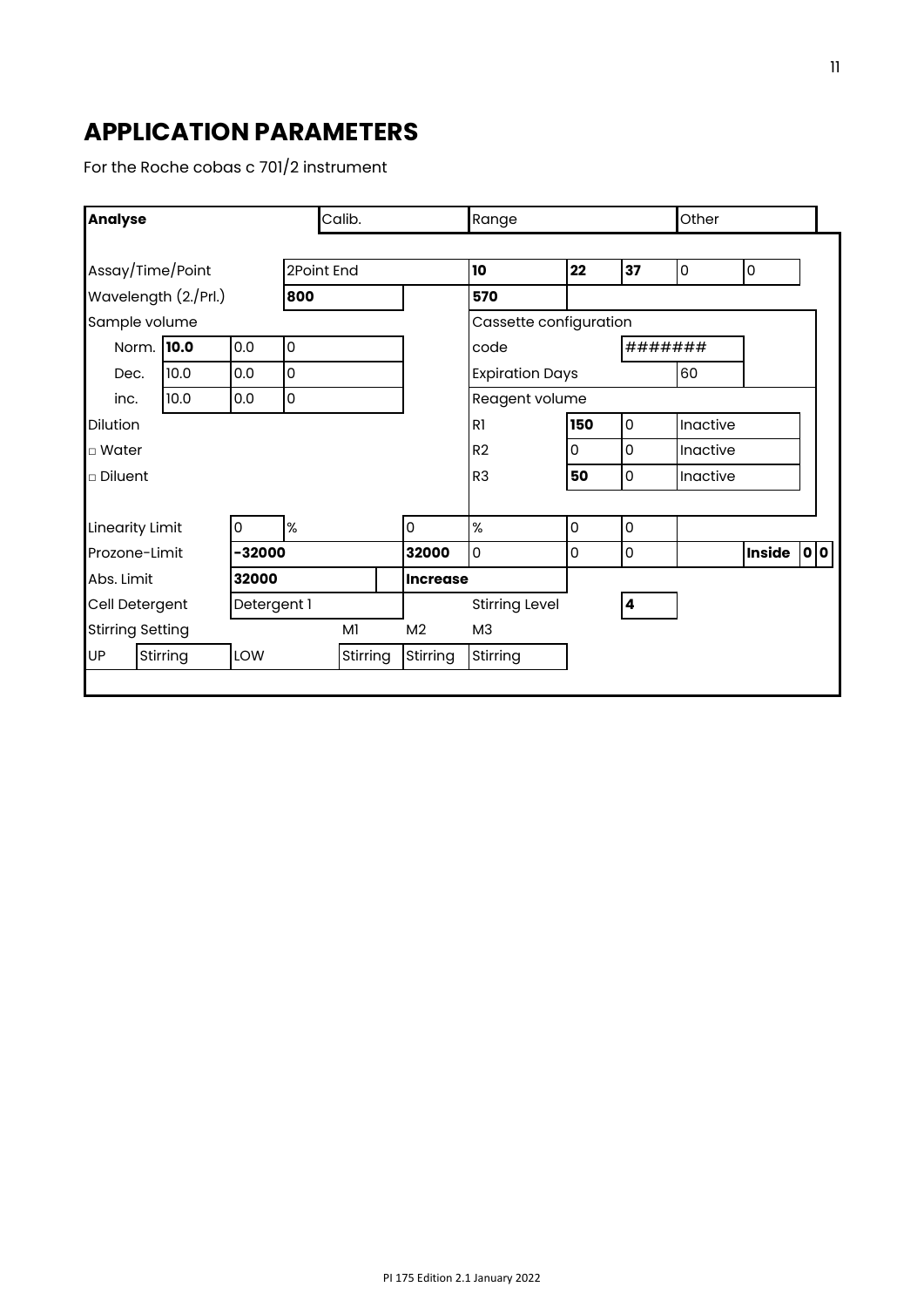# APPLICATION PARAMETERS

For the Roche cobas c 701/2 instrument

| **Analyse** | | | | Calib. | | | Range | | | Other | | |
|---|---|---|---|---|---|---|---|---|---|---|---|---|
| Assay/Time/Point | | | 2Point End | | | | **10** | **22** | **37** | 0 | 0 | |
| Wavelength (2./Prl.) | | | **800** | | | | **570** | | | | | |
| Sample volume | | | | | | | Cassette configuration | | | | | |
| Norm. | **10.0** | 0.0 | 0 | | | | code | | ####### | | | |
| Dec. | 10.0 | 0.0 | 0 | | | | Expiration Days | | | 60 | | |
| inc. | 10.0 | 0.0 | 0 | | | | Reagent volume | | | | | |
| Dilution | | | | | | | R1 | **150** | 0 | Inactive | | |
| □ Water | | | | | | | R2 | 0 | 0 | Inactive | | |
| □ Diluent | | | | | | | R3 | **50** | 0 | Inactive | | |
| Linearity Limit | | 0 | % | | | 0 | % | 0 | 0 | | | |
| Prozone-Limit | | **-32000** | | | | **32000** | 0 | 0 | 0 | | **Inside** | **0** **0** |
| Abs. Limit | | **32000** | | | | **Increase** | | | | | | |
| Cell Detergent | | Detergent 1 | | | | | Stirring Level | | **4** | | | |
| Stirring Setting | | | | M1 | | M2 | M3 | | | | | |
| UP | Stirring | LOW | | Stirring | | Stirring | Stirring | | | | | |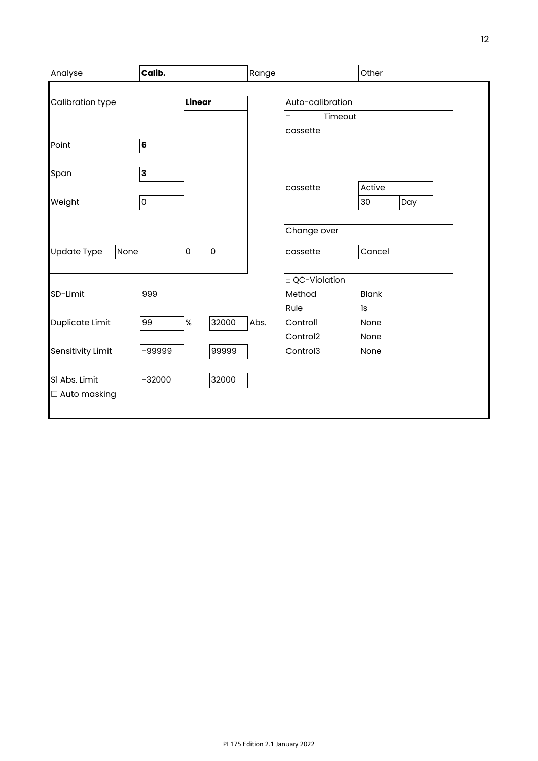| Analyse | **Calib.** | Range | Other |
|---|---|---|---|

| Calibration type | **Linear** | | |
|---|---|---|---|
| Point | **6** | | |
| Span | **3** | | |
| Weight | 0 | | |
| Update Type | None | 0 | 0 |

| | | | |
|---|---|---|---|
| SD-Limit | 999 | | |
| Duplicate Limit | 99 | % | 32000 Abs. |
| Sensitivity Limit | -99999 | | 99999 |
| S1 Abs. Limit | -32000 | | 32000 |

☐ Auto masking

**Auto-calibration**

| | | |
|---|---|---|
| ☐ Timeout cassette | | |
| cassette | Active | |
| | 30 | Day |

| Change over | |
|---|---|
| cassette | Cancel |

| ☐ QC-Violation | |
|---|---|
| Method | Blank |
| Rule | 1s |
| Control1 | None |
| Control2 | None |
| Control3 | None |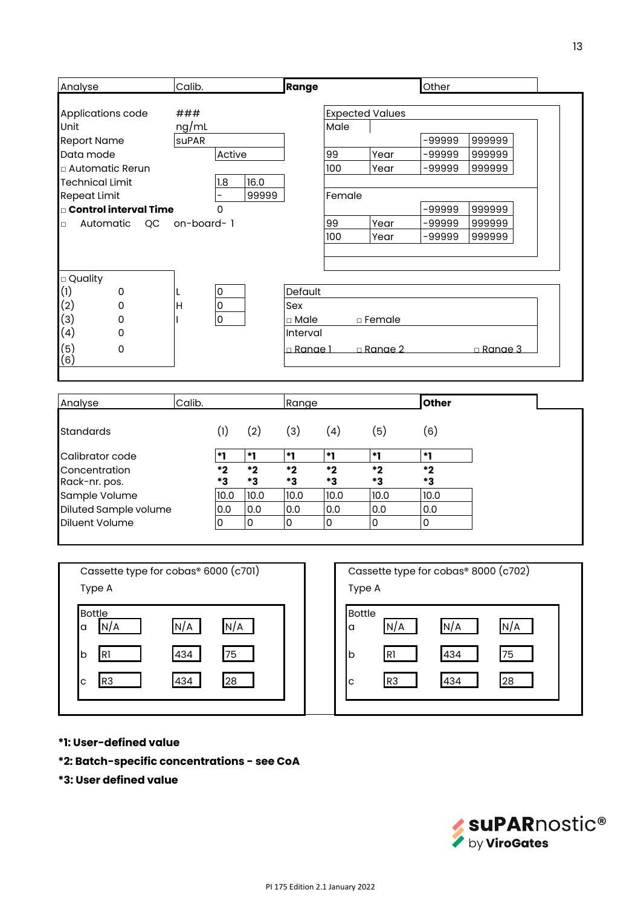| Analyse | Calib. | **Range** | Other |
|---|---|---|---|

| | | | |
|---|---|---|---|
| Applications code | ### | | |
| Unit | ng/mL | | |
| Report Name | suPAR | | |
| Data mode | | Active | |
| □ Automatic Rerun | | | |
| Technical Limit | | 1.8 | 16.0 |
| Repeat Limit | | – | 99999 |
| □ **Control interval Time** | | 0 | |
| □ Automatic QC | on-board- 1 | | |

**Expected Values**

| | | | |
|---|---|---|---|
| Male | | | |
| | | -99999 | 999999 |
| 99 | Year | -99999 | 999999 |
| 100 | Year | -99999 | 999999 |
| Female | | | |
| | | -99999 | 999999 |
| 99 | Year | -99999 | 999999 |
| 100 | Year | -99999 | 999999 |

| □ Quality | | | |
|---|---|---|---|
| (1) | 0 | L | 0 |
| (2) | 0 | H | 0 |
| (3) | 0 | I | 0 |
| (4) | 0 | | |
| (5) | 0 | | |
| (6) | | | |

Default

Sex

□ Male □ Female

Interval

□ Range 1 □ Range 2 □ Range 3

| Analyse | Calib. | Range | **Other** |
|---|---|---|---|

| Standards | (1) | (2) | (3) | (4) | (5) | (6) |
|---|---|---|---|---|---|---|
| Calibrator code | **\*1** | **\*1** | **\*1** | **\*1** | **\*1** | **\*1** |
| Concentration | **\*2** | **\*2** | **\*2** | **\*2** | **\*2** | **\*2** |
| Rack-nr. pos. | **\*3** | **\*3** | **\*3** | **\*3** | **\*3** | **\*3** |
| Sample Volume | 10.0 | 10.0 | 10.0 | 10.0 | 10.0 | 10.0 |
| Diluted Sample volume | 0.0 | 0.0 | 0.0 | 0.0 | 0.0 | 0.0 |
| Diluent Volume | 0 | 0 | 0 | 0 | 0 | 0 |

Cassette type for cobas® 6000 (c701)

Type A

| Bottle | | | |
|---|---|---|---|
| a | N/A | N/A | N/A |
| b | R1 | 434 | 75 |
| c | R3 | 434 | 28 |

Cassette type for cobas® 8000 (c702)

Type A

| Bottle | | | |
|---|---|---|---|
| a | N/A | N/A | N/A |
| b | R1 | 434 | 75 |
| c | R3 | 434 | 28 |

**\*1: User-defined value**

**\*2: Batch-specific concentrations - see CoA**

**\*3: User defined value**

suPARnostic® by ViroGates

PI 175 Edition 2.1 January 2022